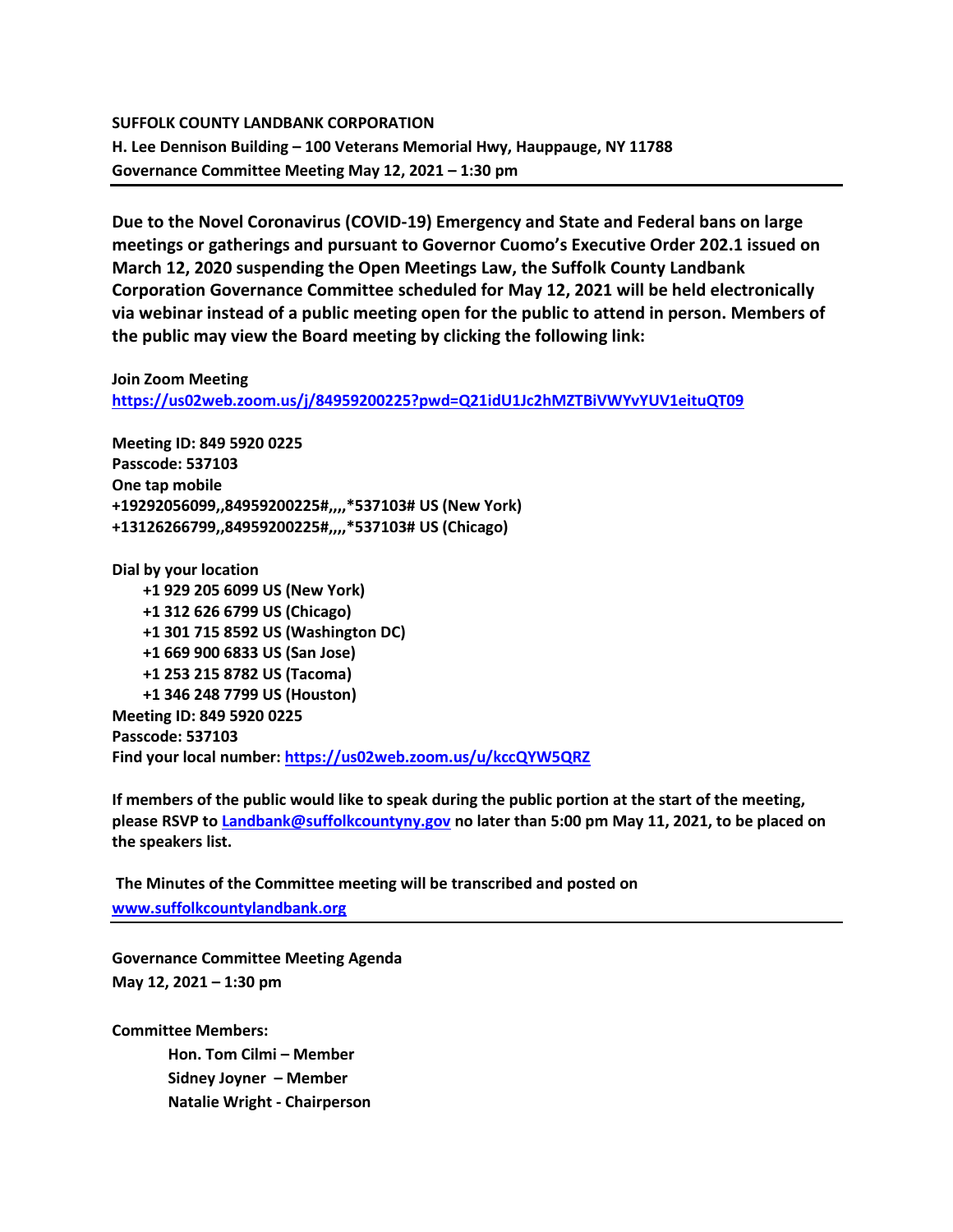**SUFFOLK COUNTY LANDBANK CORPORATION**
**H. Lee Dennison Building – 100 Veterans Memorial Hwy, Hauppauge, NY 11788**
**Governance Committee Meeting May 12, 2021 – 1:30 pm**

---

**Due to the Novel Coronavirus (COVID-19) Emergency and State and Federal bans on large meetings or gatherings and pursuant to Governor Cuomo's Executive Order 202.1 issued on March 12, 2020 suspending the Open Meetings Law, the Suffolk County Landbank Corporation Governance Committee scheduled for May 12, 2021 will be held electronically via webinar instead of a public meeting open for the public to attend in person. Members of the public may view the Board meeting by clicking the following link:**

**Join Zoom Meeting**
**https://us02web.zoom.us/j/84959200225?pwd=Q21idU1Jc2hMZTBiVWYvYUV1eituQT09**

**Meeting ID: 849 5920 0225**
**Passcode: 537103**
**One tap mobile**
**+19292056099,,84959200225#,,,,*537103# US (New York)**
**+13126266799,,84959200225#,,,,*537103# US (Chicago)**

**Dial by your location**
- **+1 929 205 6099 US (New York)**
- **+1 312 626 6799 US (Chicago)**
- **+1 301 715 8592 US (Washington DC)**
- **+1 669 900 6833 US (San Jose)**
- **+1 253 215 8782 US (Tacoma)**
- **+1 346 248 7799 US (Houston)**

**Meeting ID: 849 5920 0225**
**Passcode: 537103**
**Find your local number: https://us02web.zoom.us/u/kccQYW5QRZ**

**If members of the public would like to speak during the public portion at the start of the meeting, please RSVP to Landbank@suffolkcountyny.gov no later than 5:00 pm May 11, 2021, to be placed on the speakers list.**

**The Minutes of the Committee meeting will be transcribed and posted on www.suffolkcountylandbank.org**

---

**Governance Committee Meeting Agenda**
**May 12, 2021 – 1:30 pm**

**Committee Members:**
- **Hon. Tom Cilmi – Member**
- **Sidney Joyner – Member**
- **Natalie Wright - Chairperson**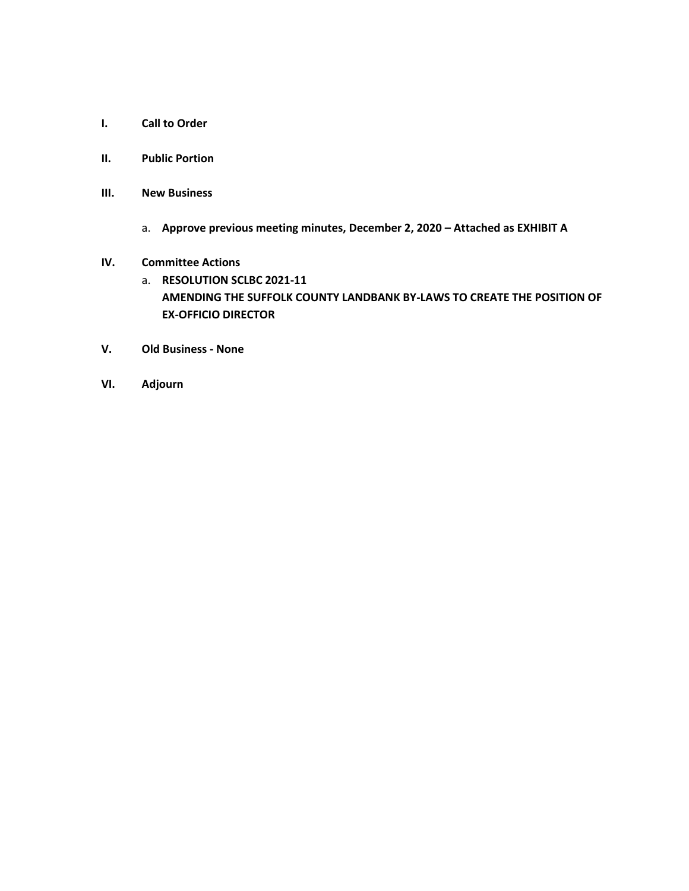**I. Call to Order**

**II. Public Portion**

**III. New Business**

a. **Approve previous meeting minutes, December 2, 2020 – Attached as EXHIBIT A**

**IV. Committee Actions**

a. **RESOLUTION SCLBC 2021-11**
**AMENDING THE SUFFOLK COUNTY LANDBANK BY-LAWS TO CREATE THE POSITION OF EX-OFFICIO DIRECTOR**

**V. Old Business - None**

**VI. Adjourn**